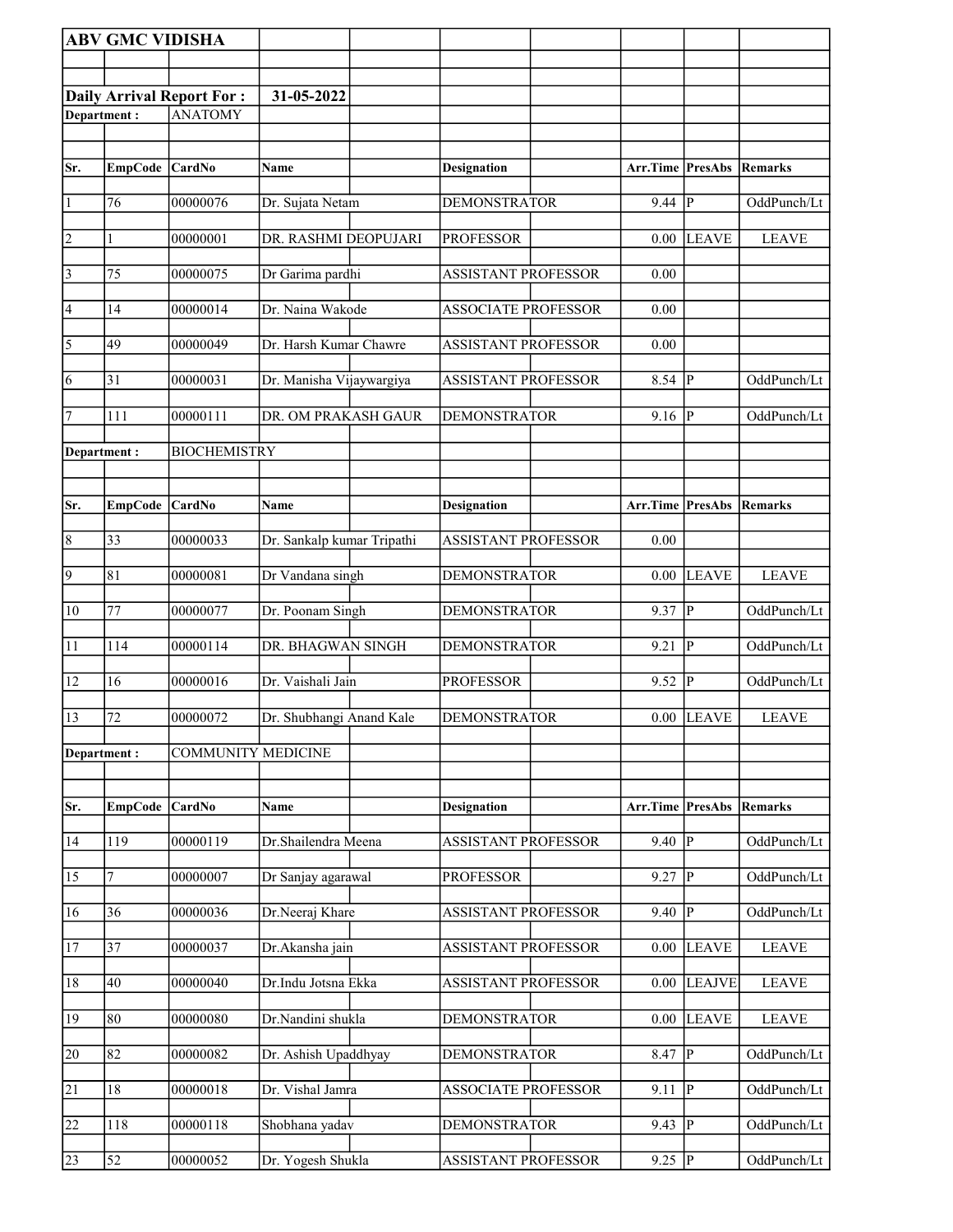**ABV GMC VIDISHA**

**Daily Arrival Report For :** **31-05-2022**

**Department :** ANATOMY

| Sr. | EmpCode | CardNo | Name | Designation | Arr.Time | PresAbs | Remarks |
|---|---|---|---|---|---|---|---|
| 1 | 76 | 00000076 | Dr. Sujata Netam | DEMONSTRATOR | 9.44 | P | OddPunch/Lt |
| 2 | 1 | 00000001 | DR. RASHMI DEOPUJARI | PROFESSOR | 0.00 | LEAVE | LEAVE |
| 3 | 75 | 00000075 | Dr Garima pardhi | ASSISTANT PROFESSOR | 0.00 | | |
| 4 | 14 | 00000014 | Dr. Naina Wakode | ASSOCIATE PROFESSOR | 0.00 | | |
| 5 | 49 | 00000049 | Dr. Harsh Kumar Chawre | ASSISTANT PROFESSOR | 0.00 | | |
| 6 | 31 | 00000031 | Dr. Manisha Vijaywargiya | ASSISTANT PROFESSOR | 8.54 | P | OddPunch/Lt |
| 7 | 111 | 00000111 | DR. OM PRAKASH GAUR | DEMONSTRATOR | 9.16 | P | OddPunch/Lt |

**Department :** BIOCHEMISTRY

| Sr. | EmpCode | CardNo | Name | Designation | Arr.Time | PresAbs | Remarks |
|---|---|---|---|---|---|---|---|
| 8 | 33 | 00000033 | Dr. Sankalp kumar Tripathi | ASSISTANT PROFESSOR | 0.00 | | |
| 9 | 81 | 00000081 | Dr Vandana singh | DEMONSTRATOR | 0.00 | LEAVE | LEAVE |
| 10 | 77 | 00000077 | Dr. Poonam Singh | DEMONSTRATOR | 9.37 | P | OddPunch/Lt |
| 11 | 114 | 00000114 | DR. BHAGWAN SINGH | DEMONSTRATOR | 9.21 | P | OddPunch/Lt |
| 12 | 16 | 00000016 | Dr. Vaishali Jain | PROFESSOR | 9.52 | P | OddPunch/Lt |
| 13 | 72 | 00000072 | Dr. Shubhangi Anand Kale | DEMONSTRATOR | 0.00 | LEAVE | LEAVE |

**Department :** COMMUNITY MEDICINE

| Sr. | EmpCode | CardNo | Name | Designation | Arr.Time | PresAbs | Remarks |
|---|---|---|---|---|---|---|---|
| 14 | 119 | 00000119 | Dr.Shailendra Meena | ASSISTANT PROFESSOR | 9.40 | P | OddPunch/Lt |
| 15 | 7 | 00000007 | Dr Sanjay agarawal | PROFESSOR | 9.27 | P | OddPunch/Lt |
| 16 | 36 | 00000036 | Dr.Neeraj Khare | ASSISTANT PROFESSOR | 9.40 | P | OddPunch/Lt |
| 17 | 37 | 00000037 | Dr.Akansha jain | ASSISTANT PROFESSOR | 0.00 | LEAVE | LEAVE |
| 18 | 40 | 00000040 | Dr.Indu Jotsna Ekka | ASSISTANT PROFESSOR | 0.00 | LEAJVE | LEAVE |
| 19 | 80 | 00000080 | Dr.Nandini shukla | DEMONSTRATOR | 0.00 | LEAVE | LEAVE |
| 20 | 82 | 00000082 | Dr. Ashish Upaddhyay | DEMONSTRATOR | 8.47 | P | OddPunch/Lt |
| 21 | 18 | 00000018 | Dr. Vishal Jamra | ASSOCIATE PROFESSOR | 9.11 | P | OddPunch/Lt |
| 22 | 118 | 00000118 | Shobhana yadav | DEMONSTRATOR | 9.43 | P | OddPunch/Lt |
| 23 | 52 | 00000052 | Dr. Yogesh Shukla | ASSISTANT PROFESSOR | 9.25 | P | OddPunch/Lt |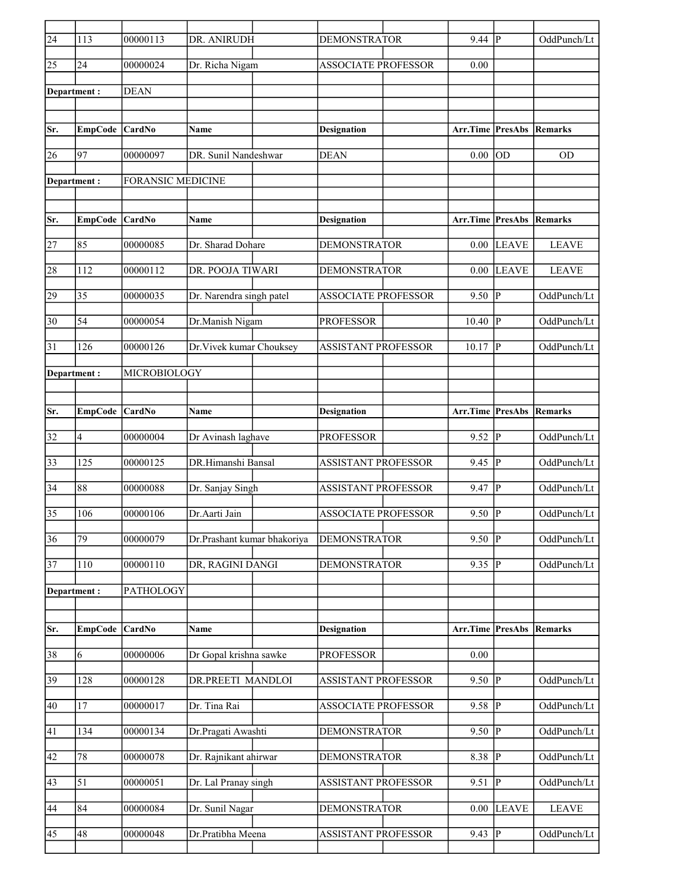| Sr. | EmpCode | CardNo | Name | Designation | Arr.Time | PresAbs | Remarks |
|---|---|---|---|---|---|---|---|
| 24 | 113 | 00000113 | DR. ANIRUDH | DEMONSTRATOR | 9.44 | P | OddPunch/Lt |
| 25 | 24 | 00000024 | Dr. Richa Nigam | ASSOCIATE PROFESSOR | 0.00 | | |

**Department :** DEAN

| Sr. | EmpCode | CardNo | Name | Designation | Arr.Time | PresAbs | Remarks |
|---|---|---|---|---|---|---|---|
| 26 | 97 | 00000097 | DR. Sunil Nandeshwar | DEAN | 0.00 | OD | OD |

**Department :** FORANSIC MEDICINE

| Sr. | EmpCode | CardNo | Name | Designation | Arr.Time | PresAbs | Remarks |
|---|---|---|---|---|---|---|---|
| 27 | 85 | 00000085 | Dr. Sharad Dohare | DEMONSTRATOR | 0.00 | LEAVE | LEAVE |
| 28 | 112 | 00000112 | DR. POOJA TIWARI | DEMONSTRATOR | 0.00 | LEAVE | LEAVE |
| 29 | 35 | 00000035 | Dr. Narendra singh patel | ASSOCIATE PROFESSOR | 9.50 | P | OddPunch/Lt |
| 30 | 54 | 00000054 | Dr.Manish Nigam | PROFESSOR | 10.40 | P | OddPunch/Lt |
| 31 | 126 | 00000126 | Dr.Vivek kumar Chouksey | ASSISTANT PROFESSOR | 10.17 | P | OddPunch/Lt |

**Department :** MICROBIOLOGY

| Sr. | EmpCode | CardNo | Name | Designation | Arr.Time | PresAbs | Remarks |
|---|---|---|---|---|---|---|---|
| 32 | 4 | 00000004 | Dr Avinash laghave | PROFESSOR | 9.52 | P | OddPunch/Lt |
| 33 | 125 | 00000125 | DR.Himanshi Bansal | ASSISTANT PROFESSOR | 9.45 | P | OddPunch/Lt |
| 34 | 88 | 00000088 | Dr. Sanjay Singh | ASSISTANT PROFESSOR | 9.47 | P | OddPunch/Lt |
| 35 | 106 | 00000106 | Dr.Aarti Jain | ASSOCIATE PROFESSOR | 9.50 | P | OddPunch/Lt |
| 36 | 79 | 00000079 | Dr.Prashant kumar bhakoriya | DEMONSTRATOR | 9.50 | P | OddPunch/Lt |
| 37 | 110 | 00000110 | DR, RAGINI DANGI | DEMONSTRATOR | 9.35 | P | OddPunch/Lt |

**Department :** PATHOLOGY

| Sr. | EmpCode | CardNo | Name | Designation | Arr.Time | PresAbs | Remarks |
|---|---|---|---|---|---|---|---|
| 38 | 6 | 00000006 | Dr Gopal krishna sawke | PROFESSOR | 0.00 | | |
| 39 | 128 | 00000128 | DR.PREETI MANDLOI | ASSISTANT PROFESSOR | 9.50 | P | OddPunch/Lt |
| 40 | 17 | 00000017 | Dr. Tina Rai | ASSOCIATE PROFESSOR | 9.58 | P | OddPunch/Lt |
| 41 | 134 | 00000134 | Dr.Pragati Awashti | DEMONSTRATOR | 9.50 | P | OddPunch/Lt |
| 42 | 78 | 00000078 | Dr. Rajnikant ahirwar | DEMONSTRATOR | 8.38 | P | OddPunch/Lt |
| 43 | 51 | 00000051 | Dr. Lal Pranay singh | ASSISTANT PROFESSOR | 9.51 | P | OddPunch/Lt |
| 44 | 84 | 00000084 | Dr. Sunil Nagar | DEMONSTRATOR | 0.00 | LEAVE | LEAVE |
| 45 | 48 | 00000048 | Dr.Pratibha Meena | ASSISTANT PROFESSOR | 9.43 | P | OddPunch/Lt |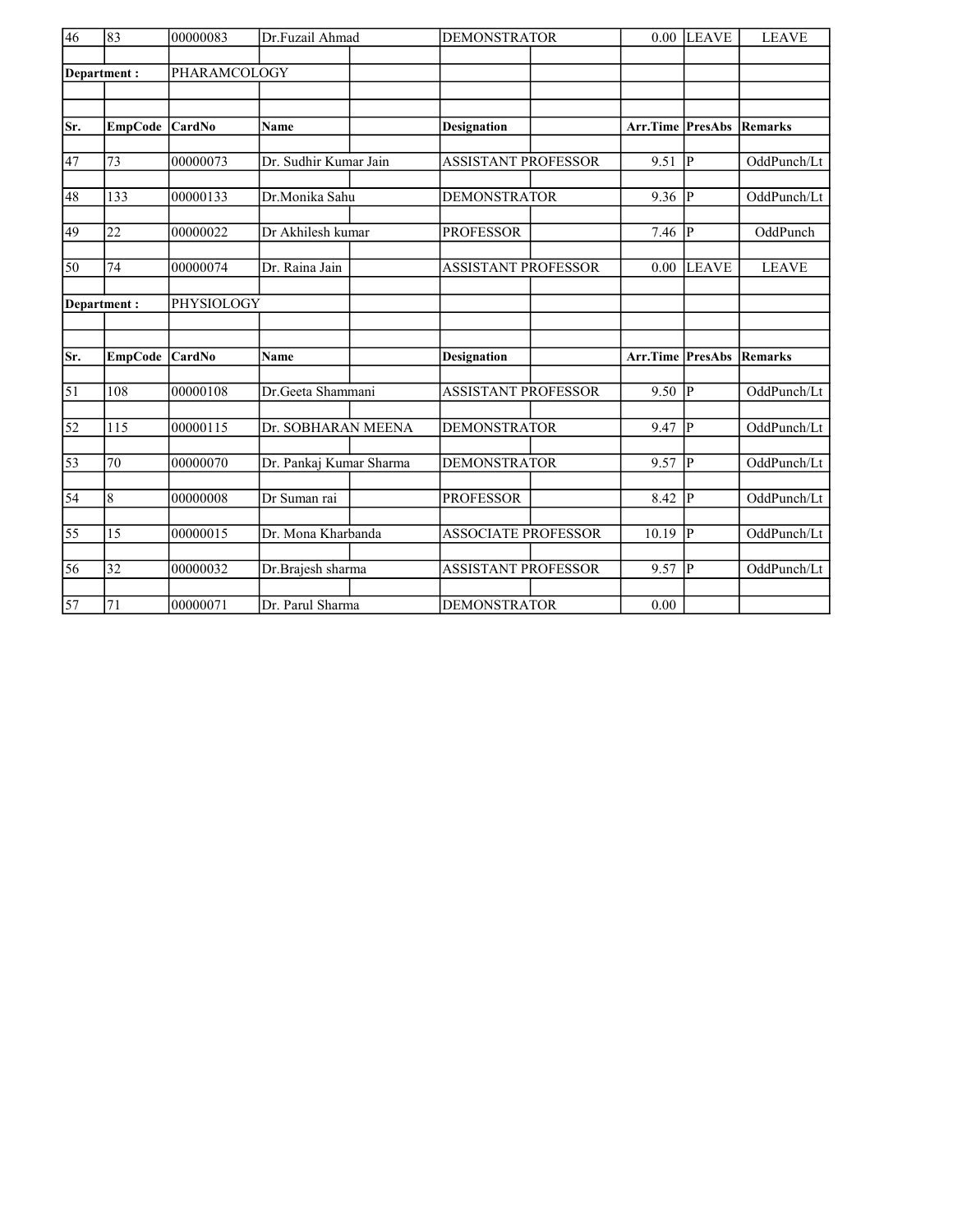| Sr. | EmpCode | CardNo | Name | Designation | Arr.Time | PresAbs | Remarks |
|---|---|---|---|---|---|---|---|
| 46 | 83 | 00000083 | Dr.Fuzail Ahmad | DEMONSTRATOR | 0.00 | LEAVE | LEAVE |

**Department :** PHARAMCOLOGY

| Sr. | EmpCode | CardNo | Name | Designation | Arr.Time | PresAbs | Remarks |
|---|---|---|---|---|---|---|---|
| 47 | 73 | 00000073 | Dr. Sudhir Kumar Jain | ASSISTANT PROFESSOR | 9.51 | P | OddPunch/Lt |
| 48 | 133 | 00000133 | Dr.Monika Sahu | DEMONSTRATOR | 9.36 | P | OddPunch/Lt |
| 49 | 22 | 00000022 | Dr Akhilesh kumar | PROFESSOR | 7.46 | P | OddPunch |
| 50 | 74 | 00000074 | Dr. Raina Jain | ASSISTANT PROFESSOR | 0.00 | LEAVE | LEAVE |

**Department :** PHYSIOLOGY

| Sr. | EmpCode | CardNo | Name | Designation | Arr.Time | PresAbs | Remarks |
|---|---|---|---|---|---|---|---|
| 51 | 108 | 00000108 | Dr.Geeta Shammani | ASSISTANT PROFESSOR | 9.50 | P | OddPunch/Lt |
| 52 | 115 | 00000115 | Dr. SOBHARAN MEENA | DEMONSTRATOR | 9.47 | P | OddPunch/Lt |
| 53 | 70 | 00000070 | Dr. Pankaj Kumar Sharma | DEMONSTRATOR | 9.57 | P | OddPunch/Lt |
| 54 | 8 | 00000008 | Dr Suman rai | PROFESSOR | 8.42 | P | OddPunch/Lt |
| 55 | 15 | 00000015 | Dr. Mona Kharbanda | ASSOCIATE PROFESSOR | 10.19 | P | OddPunch/Lt |
| 56 | 32 | 00000032 | Dr.Brajesh sharma | ASSISTANT PROFESSOR | 9.57 | P | OddPunch/Lt |
| 57 | 71 | 00000071 | Dr. Parul Sharma | DEMONSTRATOR | 0.00 | | |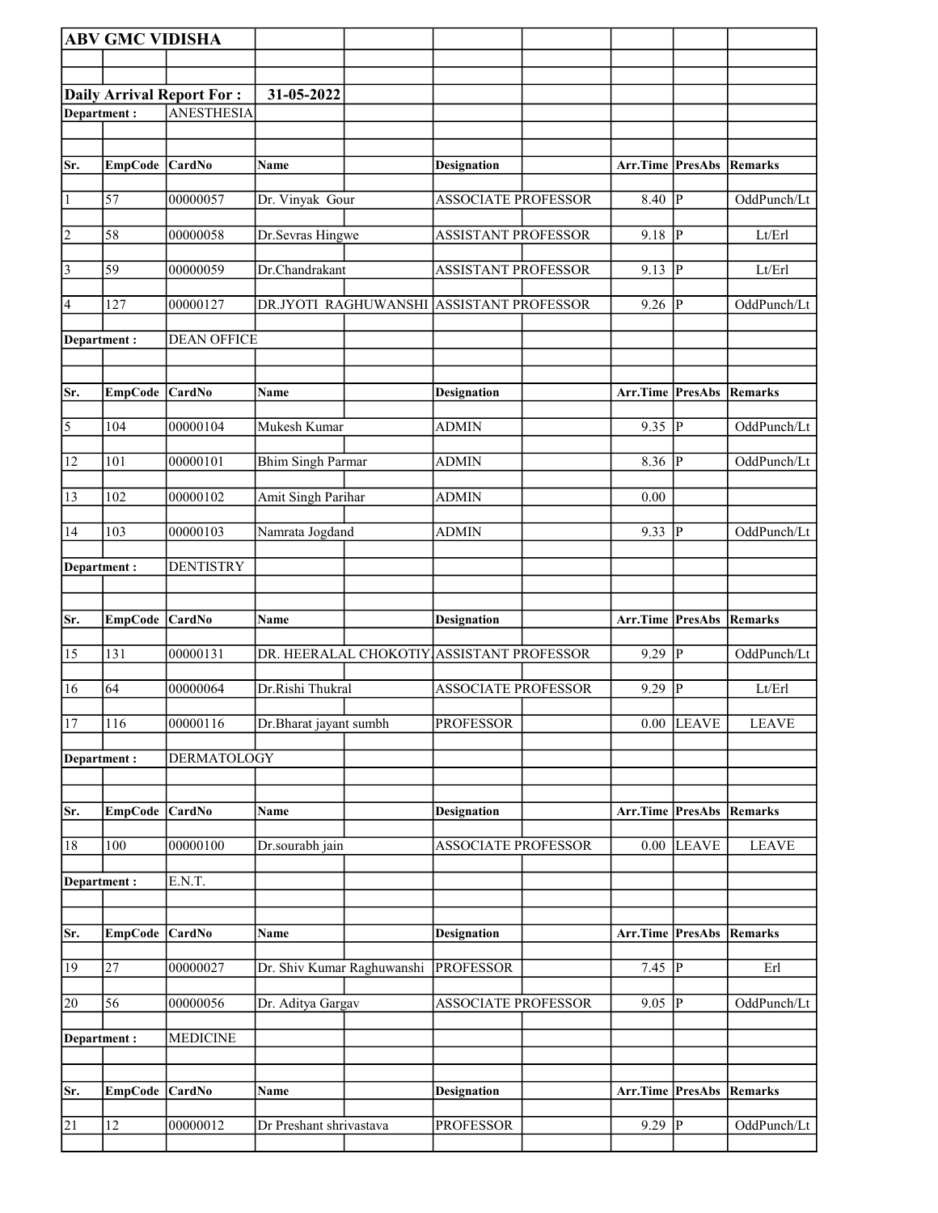**ABV GMC VIDISHA**

**Daily Arrival Report For : 31-05-2022**

**Department :** ANESTHESIA

| Sr. | EmpCode | CardNo | Name | Designation | Arr.Time | PresAbs | Remarks |
|---|---|---|---|---|---|---|---|
| 1 | 57 | 00000057 | Dr. Vinyak Gour | ASSOCIATE PROFESSOR | 8.40 | P | OddPunch/Lt |
| 2 | 58 | 00000058 | Dr.Sevras Hingwe | ASSISTANT PROFESSOR | 9.18 | P | Lt/Erl |
| 3 | 59 | 00000059 | Dr.Chandrakant | ASSISTANT PROFESSOR | 9.13 | P | Lt/Erl |
| 4 | 127 | 00000127 | DR.JYOTI RAGHUWANSHI | ASSISTANT PROFESSOR | 9.26 | P | OddPunch/Lt |

**Department :** DEAN OFFICE

| Sr. | EmpCode | CardNo | Name | Designation | Arr.Time | PresAbs | Remarks |
|---|---|---|---|---|---|---|---|
| 5 | 104 | 00000104 | Mukesh Kumar | ADMIN | 9.35 | P | OddPunch/Lt |
| 12 | 101 | 00000101 | Bhim Singh Parmar | ADMIN | 8.36 | P | OddPunch/Lt |
| 13 | 102 | 00000102 | Amit Singh Parihar | ADMIN | 0.00 | | |
| 14 | 103 | 00000103 | Namrata Jogdand | ADMIN | 9.33 | P | OddPunch/Lt |

**Department :** DENTISTRY

| Sr. | EmpCode | CardNo | Name | Designation | Arr.Time | PresAbs | Remarks |
|---|---|---|---|---|---|---|---|
| 15 | 131 | 00000131 | DR. HEERALAL CHOKOTIY | ASSISTANT PROFESSOR | 9.29 | P | OddPunch/Lt |
| 16 | 64 | 00000064 | Dr.Rishi Thukral | ASSOCIATE PROFESSOR | 9.29 | P | Lt/Erl |
| 17 | 116 | 00000116 | Dr.Bharat jayant sumbh | PROFESSOR | 0.00 | LEAVE | LEAVE |

**Department :** DERMATOLOGY

| Sr. | EmpCode | CardNo | Name | Designation | Arr.Time | PresAbs | Remarks |
|---|---|---|---|---|---|---|---|
| 18 | 100 | 00000100 | Dr.sourabh jain | ASSOCIATE PROFESSOR | 0.00 | LEAVE | LEAVE |

**Department :** E.N.T.

| Sr. | EmpCode | CardNo | Name | Designation | Arr.Time | PresAbs | Remarks |
|---|---|---|---|---|---|---|---|
| 19 | 27 | 00000027 | Dr. Shiv Kumar Raghuwanshi | PROFESSOR | 7.45 | P | Erl |
| 20 | 56 | 00000056 | Dr. Aditya Gargav | ASSOCIATE PROFESSOR | 9.05 | P | OddPunch/Lt |

**Department :** MEDICINE

| Sr. | EmpCode | CardNo | Name | Designation | Arr.Time | PresAbs | Remarks |
|---|---|---|---|---|---|---|---|
| 21 | 12 | 00000012 | Dr Preshant shrivastava | PROFESSOR | 9.29 | P | OddPunch/Lt |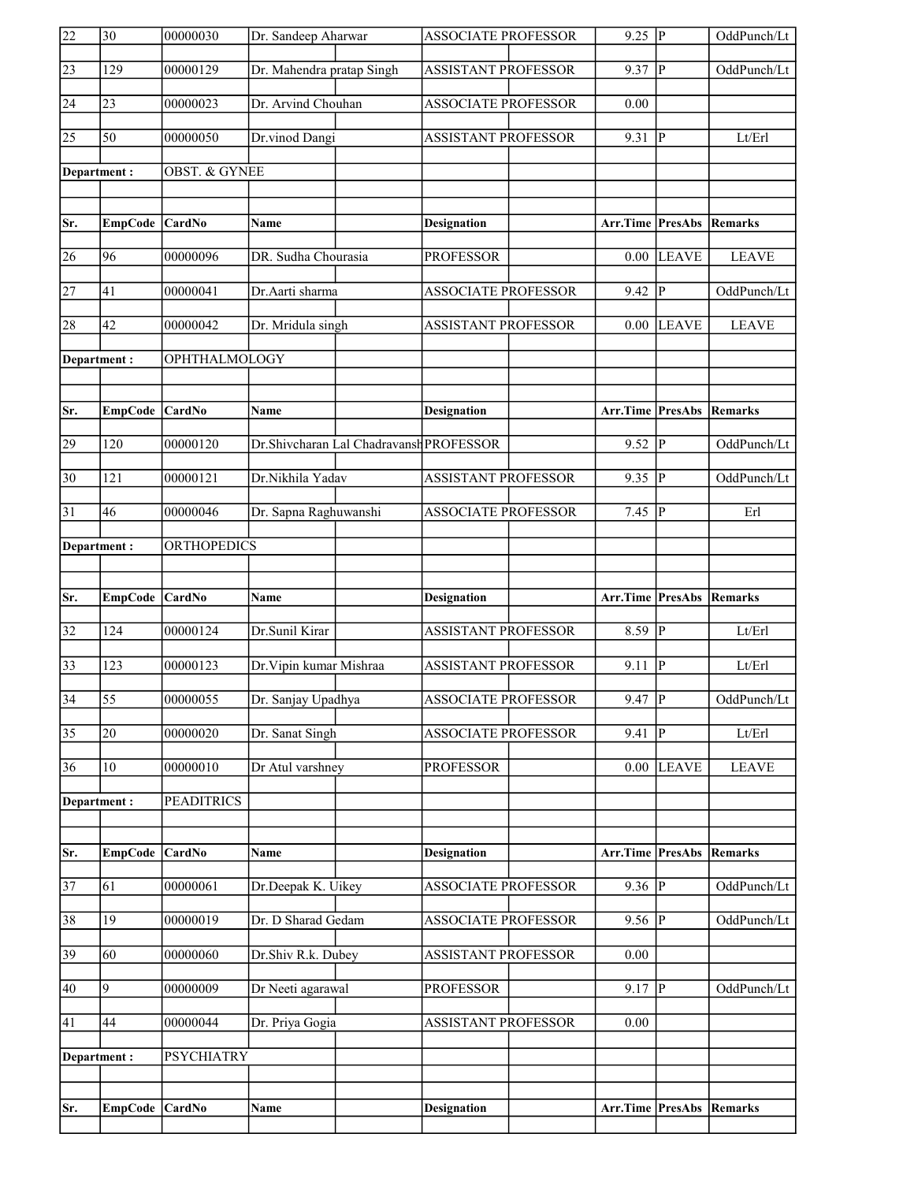| Sr. | EmpCode | CardNo | Name | Designation | Arr.Time | PresAbs | Remarks |
|---|---|---|---|---|---|---|---|
| 22 | 30 | 00000030 | Dr. Sandeep Aharwar | ASSOCIATE PROFESSOR | 9.25 | P | OddPunch/Lt |
| 23 | 129 | 00000129 | Dr. Mahendra pratap Singh | ASSISTANT PROFESSOR | 9.37 | P | OddPunch/Lt |
| 24 | 23 | 00000023 | Dr. Arvind Chouhan | ASSOCIATE PROFESSOR | 0.00 | | |
| 25 | 50 | 00000050 | Dr.vinod Dangi | ASSISTANT PROFESSOR | 9.31 | P | Lt/Erl |

**Department :** OBST. & GYNEE

| Sr. | EmpCode | CardNo | Name | Designation | Arr.Time | PresAbs | Remarks |
|---|---|---|---|---|---|---|---|
| 26 | 96 | 00000096 | DR. Sudha Chourasia | PROFESSOR | 0.00 | LEAVE | LEAVE |
| 27 | 41 | 00000041 | Dr.Aarti sharma | ASSOCIATE PROFESSOR | 9.42 | P | OddPunch/Lt |
| 28 | 42 | 00000042 | Dr. Mridula singh | ASSISTANT PROFESSOR | 0.00 | LEAVE | LEAVE |

**Department :** OPHTHALMOLOGY

| Sr. | EmpCode | CardNo | Name | Designation | Arr.Time | PresAbs | Remarks |
|---|---|---|---|---|---|---|---|
| 29 | 120 | 00000120 | Dr.Shivcharan Lal Chadravansh | PROFESSOR | 9.52 | P | OddPunch/Lt |
| 30 | 121 | 00000121 | Dr.Nikhila Yadav | ASSISTANT PROFESSOR | 9.35 | P | OddPunch/Lt |
| 31 | 46 | 00000046 | Dr. Sapna Raghuwanshi | ASSOCIATE PROFESSOR | 7.45 | P | Erl |

**Department :** ORTHOPEDICS

| Sr. | EmpCode | CardNo | Name | Designation | Arr.Time | PresAbs | Remarks |
|---|---|---|---|---|---|---|---|
| 32 | 124 | 00000124 | Dr.Sunil Kirar | ASSISTANT PROFESSOR | 8.59 | P | Lt/Erl |
| 33 | 123 | 00000123 | Dr.Vipin kumar Mishraa | ASSISTANT PROFESSOR | 9.11 | P | Lt/Erl |
| 34 | 55 | 00000055 | Dr. Sanjay Upadhya | ASSOCIATE PROFESSOR | 9.47 | P | OddPunch/Lt |
| 35 | 20 | 00000020 | Dr. Sanat Singh | ASSOCIATE PROFESSOR | 9.41 | P | Lt/Erl |
| 36 | 10 | 00000010 | Dr Atul varshney | PROFESSOR | 0.00 | LEAVE | LEAVE |

**Department :** PEADITRICS

| Sr. | EmpCode | CardNo | Name | Designation | Arr.Time | PresAbs | Remarks |
|---|---|---|---|---|---|---|---|
| 37 | 61 | 00000061 | Dr.Deepak K. Uikey | ASSOCIATE PROFESSOR | 9.36 | P | OddPunch/Lt |
| 38 | 19 | 00000019 | Dr. D Sharad Gedam | ASSOCIATE PROFESSOR | 9.56 | P | OddPunch/Lt |
| 39 | 60 | 00000060 | Dr.Shiv R.k. Dubey | ASSISTANT PROFESSOR | 0.00 | | |
| 40 | 9 | 00000009 | Dr Neeti agarawal | PROFESSOR | 9.17 | P | OddPunch/Lt |
| 41 | 44 | 00000044 | Dr. Priya Gogia | ASSISTANT PROFESSOR | 0.00 | | |

**Department :** PSYCHIATRY

| Sr. | EmpCode | CardNo | Name | Designation | Arr.Time | PresAbs | Remarks |
|---|---|---|---|---|---|---|---|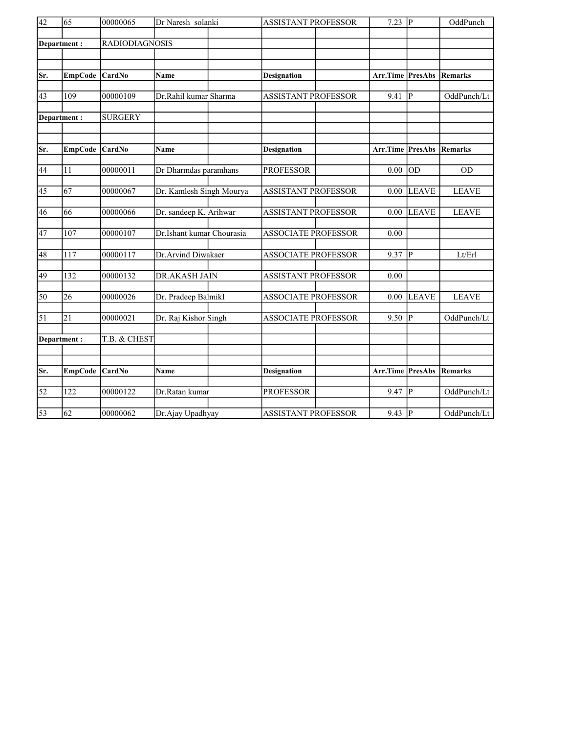| Sr. | EmpCode | CardNo | Name | Designation | Arr.Time | PresAbs | Remarks |
|---|---|---|---|---|---|---|---|
| 42 | 65 | 00000065 | Dr Naresh solanki | ASSISTANT PROFESSOR | 7.23 | P | OddPunch |

**Department :** RADIODIAGNOSIS

| Sr. | EmpCode | CardNo | Name | Designation | Arr.Time | PresAbs | Remarks |
|---|---|---|---|---|---|---|---|
| 43 | 109 | 00000109 | Dr.Rahil kumar Sharma | ASSISTANT PROFESSOR | 9.41 | P | OddPunch/Lt |

**Department :** SURGERY

| Sr. | EmpCode | CardNo | Name | Designation | Arr.Time | PresAbs | Remarks |
|---|---|---|---|---|---|---|---|
| 44 | 11 | 00000011 | Dr Dharmdas paramhans | PROFESSOR | 0.00 | OD | OD |
| 45 | 67 | 00000067 | Dr. Kamlesh Singh Mourya | ASSISTANT PROFESSOR | 0.00 | LEAVE | LEAVE |
| 46 | 66 | 00000066 | Dr. sandeep K. Arihwar | ASSISTANT PROFESSOR | 0.00 | LEAVE | LEAVE |
| 47 | 107 | 00000107 | Dr.Ishant kumar Chourasia | ASSOCIATE PROFESSOR | 0.00 | | |
| 48 | 117 | 00000117 | Dr.Arvind Diwakaer | ASSOCIATE PROFESSOR | 9.37 | P | Lt/Erl |
| 49 | 132 | 00000132 | DR.AKASH JAIN | ASSISTANT PROFESSOR | 0.00 | | |
| 50 | 26 | 00000026 | Dr. Pradeep BalmikI | ASSOCIATE PROFESSOR | 0.00 | LEAVE | LEAVE |
| 51 | 21 | 00000021 | Dr. Raj Kishor Singh | ASSOCIATE PROFESSOR | 9.50 | P | OddPunch/Lt |

**Department :** T.B. & CHEST

| Sr. | EmpCode | CardNo | Name | Designation | Arr.Time | PresAbs | Remarks |
|---|---|---|---|---|---|---|---|
| 52 | 122 | 00000122 | Dr.Ratan kumar | PROFESSOR | 9.47 | P | OddPunch/Lt |
| 53 | 62 | 00000062 | Dr.Ajay Upadhyay | ASSISTANT PROFESSOR | 9.43 | P | OddPunch/Lt |